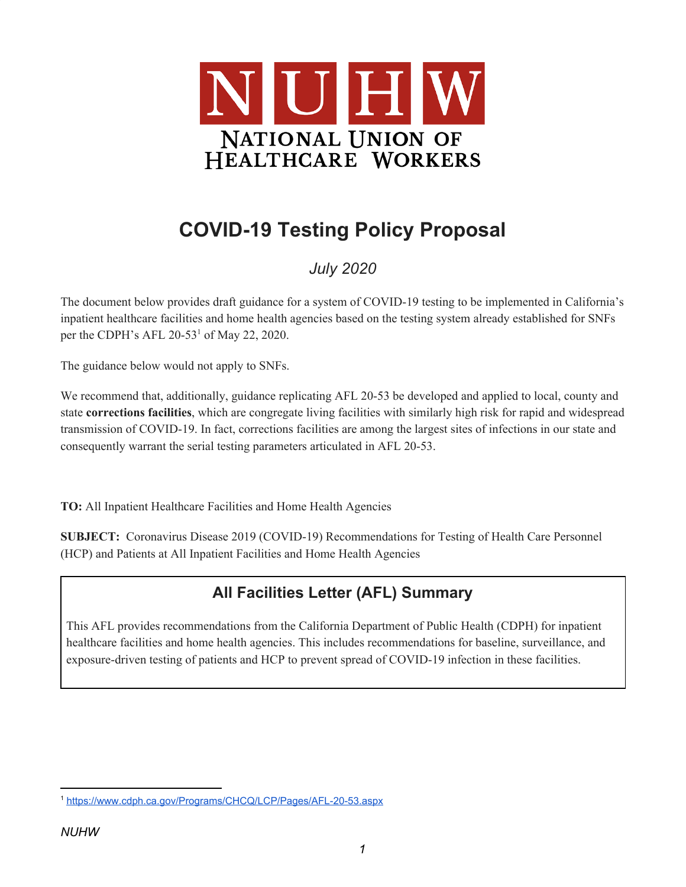NUHW

NATIONAL UNION OF HEALTHCARE WORKERS

# COVID-19 Testing Policy Proposal

*July 2020*

The document below provides draft guidance for a system of COVID-19 testing to be implemented in California's inpatient healthcare facilities and home health agencies based on the testing system already established for SNFs per the CDPH's AFL 20-53[1] of May 22, 2020.

The guidance below would not apply to SNFs.

We recommend that, additionally, guidance replicating AFL 20-53 be developed and applied to local, county and state **corrections facilities**, which are congregate living facilities with similarly high risk for rapid and widespread transmission of COVID-19. In fact, corrections facilities are among the largest sites of infections in our state and consequently warrant the serial testing parameters articulated in AFL 20-53.

**TO:** All Inpatient Healthcare Facilities and Home Health Agencies

**SUBJECT:** Coronavirus Disease 2019 (COVID-19) Recommendations for Testing of Health Care Personnel (HCP) and Patients at All Inpatient Facilities and Home Health Agencies

## All Facilities Letter (AFL) Summary

This AFL provides recommendations from the California Department of Public Health (CDPH) for inpatient healthcare facilities and home health agencies. This includes recommendations for baseline, surveillance, and exposure-driven testing of patients and HCP to prevent spread of COVID-19 infection in these facilities.

[1] https://www.cdph.ca.gov/Programs/CHCQ/LCP/Pages/AFL-20-53.aspx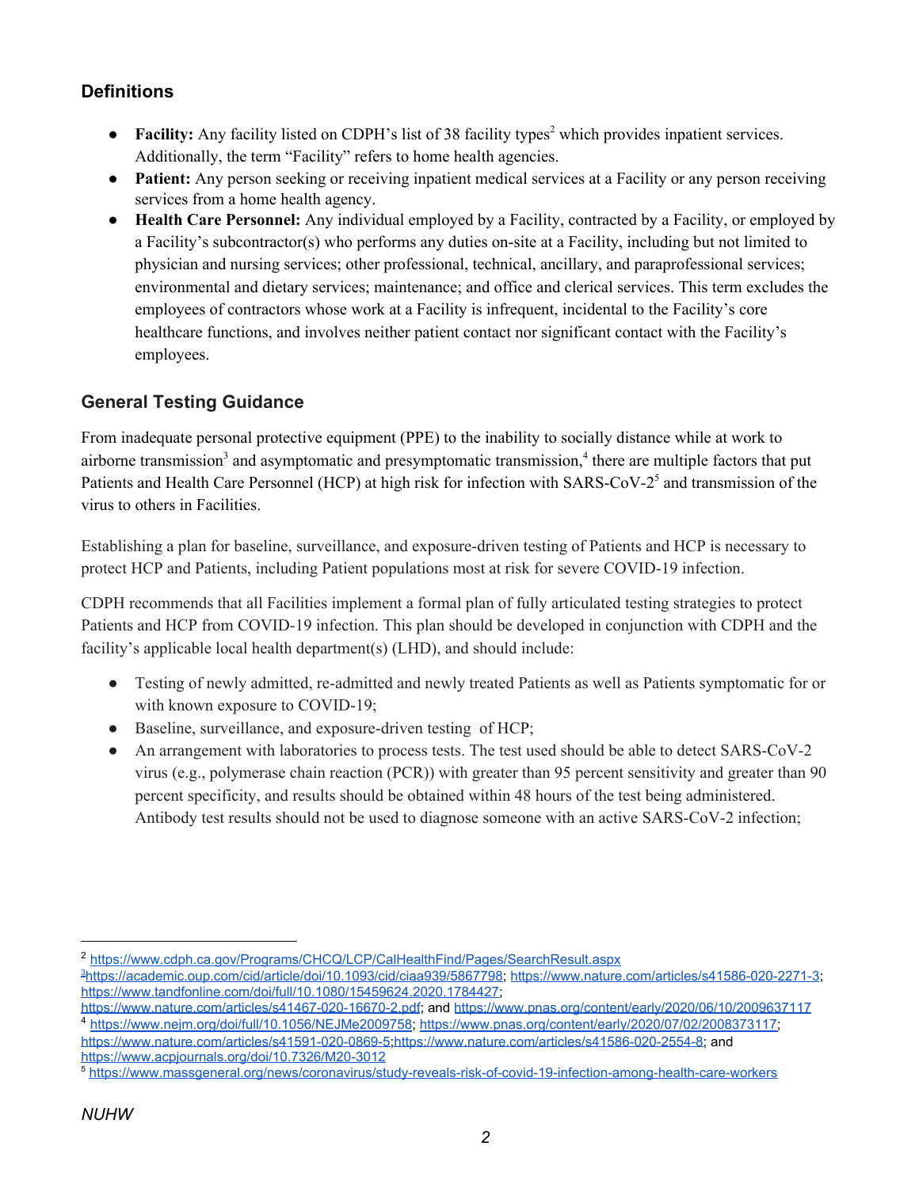## Definitions

- **Facility:** Any facility listed on CDPH's list of 38 facility types[2] which provides inpatient services. Additionally, the term "Facility" refers to home health agencies.
- **Patient:** Any person seeking or receiving inpatient medical services at a Facility or any person receiving services from a home health agency.
- **Health Care Personnel:** Any individual employed by a Facility, contracted by a Facility, or employed by a Facility's subcontractor(s) who performs any duties on-site at a Facility, including but not limited to physician and nursing services; other professional, technical, ancillary, and paraprofessional services; environmental and dietary services; maintenance; and office and clerical services. This term excludes the employees of contractors whose work at a Facility is infrequent, incidental to the Facility's core healthcare functions, and involves neither patient contact nor significant contact with the Facility's employees.

## General Testing Guidance

From inadequate personal protective equipment (PPE) to the inability to socially distance while at work to airborne transmission[3] and asymptomatic and presymptomatic transmission,[4] there are multiple factors that put Patients and Health Care Personnel (HCP) at high risk for infection with SARS-CoV-2[5] and transmission of the virus to others in Facilities.

Establishing a plan for baseline, surveillance, and exposure-driven testing of Patients and HCP is necessary to protect HCP and Patients, including Patient populations most at risk for severe COVID-19 infection.

CDPH recommends that all Facilities implement a formal plan of fully articulated testing strategies to protect Patients and HCP from COVID-19 infection. This plan should be developed in conjunction with CDPH and the facility's applicable local health department(s) (LHD), and should include:

- Testing of newly admitted, re-admitted and newly treated Patients as well as Patients symptomatic for or with known exposure to COVID-19;
- Baseline, surveillance, and exposure-driven testing of HCP;
- An arrangement with laboratories to process tests. The test used should be able to detect SARS-CoV-2 virus (e.g., polymerase chain reaction (PCR)) with greater than 95 percent sensitivity and greater than 90 percent specificity, and results should be obtained within 48 hours of the test being administered. Antibody test results should not be used to diagnose someone with an active SARS-CoV-2 infection;

---

[2] https://www.cdph.ca.gov/Programs/CHCQ/LCP/CalHealthFind/Pages/SearchResult.aspx

[3] https://academic.oup.com/cid/article/doi/10.1093/cid/ciaa939/5867798; https://www.nature.com/articles/s41586-020-2271-3; https://www.tandfonline.com/doi/full/10.1080/15459624.2020.1784427; https://www.nature.com/articles/s41467-020-16670-2.pdf; and https://www.pnas.org/content/early/2020/06/10/2009637117

[4] https://www.nejm.org/doi/full/10.1056/NEJMe2009758; https://www.pnas.org/content/early/2020/07/02/2008373117; https://www.nature.com/articles/s41591-020-0869-5; https://www.nature.com/articles/s41586-020-2554-8; and https://www.acpjournals.org/doi/10.7326/M20-3012

[5] https://www.massgeneral.org/news/coronavirus/study-reveals-risk-of-covid-19-infection-among-health-care-workers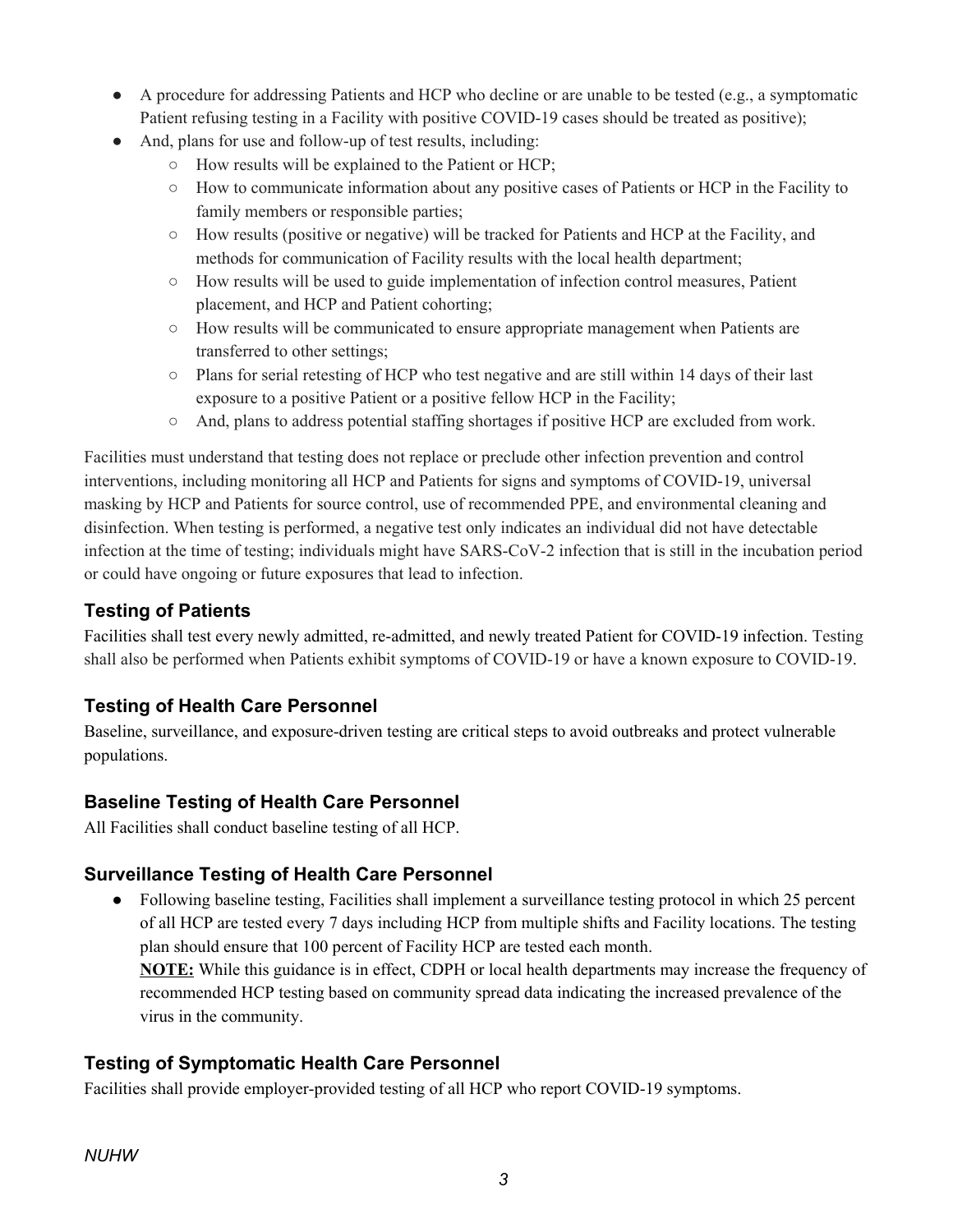- A procedure for addressing Patients and HCP who decline or are unable to be tested (e.g., a symptomatic Patient refusing testing in a Facility with positive COVID-19 cases should be treated as positive);
- And, plans for use and follow-up of test results, including:
  - How results will be explained to the Patient or HCP;
  - How to communicate information about any positive cases of Patients or HCP in the Facility to family members or responsible parties;
  - How results (positive or negative) will be tracked for Patients and HCP at the Facility, and methods for communication of Facility results with the local health department;
  - How results will be used to guide implementation of infection control measures, Patient placement, and HCP and Patient cohorting;
  - How results will be communicated to ensure appropriate management when Patients are transferred to other settings;
  - Plans for serial retesting of HCP who test negative and are still within 14 days of their last exposure to a positive Patient or a positive fellow HCP in the Facility;
  - And, plans to address potential staffing shortages if positive HCP are excluded from work.

Facilities must understand that testing does not replace or preclude other infection prevention and control interventions, including monitoring all HCP and Patients for signs and symptoms of COVID-19, universal masking by HCP and Patients for source control, use of recommended PPE, and environmental cleaning and disinfection. When testing is performed, a negative test only indicates an individual did not have detectable infection at the time of testing; individuals might have SARS-CoV-2 infection that is still in the incubation period or could have ongoing or future exposures that lead to infection.

## Testing of Patients

Facilities shall test every newly admitted, re-admitted, and newly treated Patient for COVID-19 infection. Testing shall also be performed when Patients exhibit symptoms of COVID-19 or have a known exposure to COVID-19.

## Testing of Health Care Personnel

Baseline, surveillance, and exposure-driven testing are critical steps to avoid outbreaks and protect vulnerable populations.

## Baseline Testing of Health Care Personnel

All Facilities shall conduct baseline testing of all HCP.

## Surveillance Testing of Health Care Personnel

- Following baseline testing, Facilities shall implement a surveillance testing protocol in which 25 percent of all HCP are tested every 7 days including HCP from multiple shifts and Facility locations. The testing plan should ensure that 100 percent of Facility HCP are tested each month.
  **NOTE:** While this guidance is in effect, CDPH or local health departments may increase the frequency of recommended HCP testing based on community spread data indicating the increased prevalence of the virus in the community.

## Testing of Symptomatic Health Care Personnel

Facilities shall provide employer-provided testing of all HCP who report COVID-19 symptoms.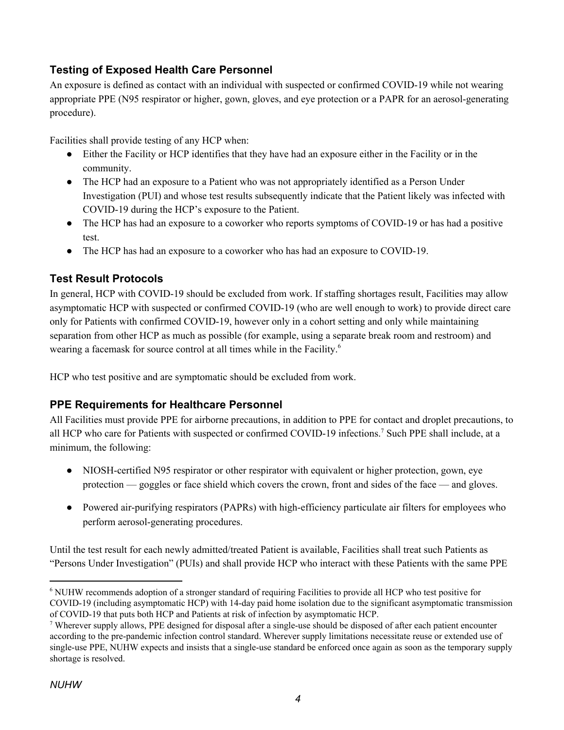## Testing of Exposed Health Care Personnel

An exposure is defined as contact with an individual with suspected or confirmed COVID-19 while not wearing appropriate PPE (N95 respirator or higher, gown, gloves, and eye protection or a PAPR for an aerosol-generating procedure).

Facilities shall provide testing of any HCP when:

- Either the Facility or HCP identifies that they have had an exposure either in the Facility or in the community.
- The HCP had an exposure to a Patient who was not appropriately identified as a Person Under Investigation (PUI) and whose test results subsequently indicate that the Patient likely was infected with COVID-19 during the HCP's exposure to the Patient.
- The HCP has had an exposure to a coworker who reports symptoms of COVID-19 or has had a positive test.
- The HCP has had an exposure to a coworker who has had an exposure to COVID-19.

## Test Result Protocols

In general, HCP with COVID-19 should be excluded from work. If staffing shortages result, Facilities may allow asymptomatic HCP with suspected or confirmed COVID-19 (who are well enough to work) to provide direct care only for Patients with confirmed COVID-19, however only in a cohort setting and only while maintaining separation from other HCP as much as possible (for example, using a separate break room and restroom) and wearing a facemask for source control at all times while in the Facility.[6]

HCP who test positive and are symptomatic should be excluded from work.

## PPE Requirements for Healthcare Personnel

All Facilities must provide PPE for airborne precautions, in addition to PPE for contact and droplet precautions, to all HCP who care for Patients with suspected or confirmed COVID-19 infections.[7] Such PPE shall include, at a minimum, the following:

- NIOSH-certified N95 respirator or other respirator with equivalent or higher protection, gown, eye protection — goggles or face shield which covers the crown, front and sides of the face — and gloves.
- Powered air-purifying respirators (PAPRs) with high-efficiency particulate air filters for employees who perform aerosol-generating procedures.

Until the test result for each newly admitted/treated Patient is available, Facilities shall treat such Patients as "Persons Under Investigation" (PUIs) and shall provide HCP who interact with these Patients with the same PPE

---

[6] NUHW recommends adoption of a stronger standard of requiring Facilities to provide all HCP who test positive for COVID-19 (including asymptomatic HCP) with 14-day paid home isolation due to the significant asymptomatic transmission of COVID-19 that puts both HCP and Patients at risk of infection by asymptomatic HCP.

[7] Wherever supply allows, PPE designed for disposal after a single-use should be disposed of after each patient encounter according to the pre-pandemic infection control standard. Wherever supply limitations necessitate reuse or extended use of single-use PPE, NUHW expects and insists that a single-use standard be enforced once again as soon as the temporary supply shortage is resolved.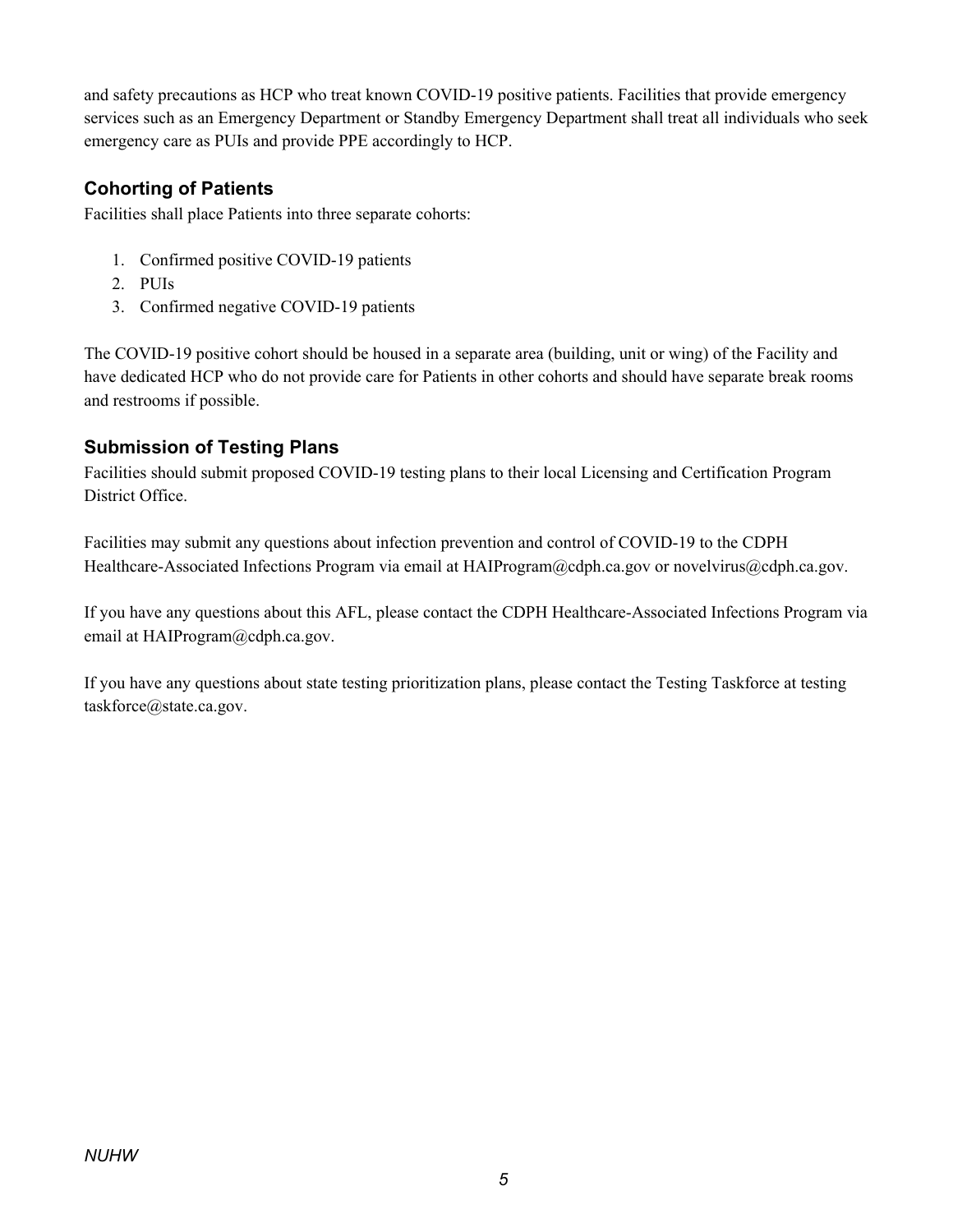and safety precautions as HCP who treat known COVID-19 positive patients. Facilities that provide emergency services such as an Emergency Department or Standby Emergency Department shall treat all individuals who seek emergency care as PUIs and provide PPE accordingly to HCP.

## Cohorting of Patients

Facilities shall place Patients into three separate cohorts:

1. Confirmed positive COVID-19 patients
2. PUIs
3. Confirmed negative COVID-19 patients

The COVID-19 positive cohort should be housed in a separate area (building, unit or wing) of the Facility and have dedicated HCP who do not provide care for Patients in other cohorts and should have separate break rooms and restrooms if possible.

## Submission of Testing Plans

Facilities should submit proposed COVID-19 testing plans to their local Licensing and Certification Program District Office.

Facilities may submit any questions about infection prevention and control of COVID-19 to the CDPH Healthcare-Associated Infections Program via email at HAIProgram@cdph.ca.gov or novelvirus@cdph.ca.gov.

If you have any questions about this AFL, please contact the CDPH Healthcare-Associated Infections Program via email at HAIProgram@cdph.ca.gov.

If you have any questions about state testing prioritization plans, please contact the Testing Taskforce at testing taskforce@state.ca.gov.